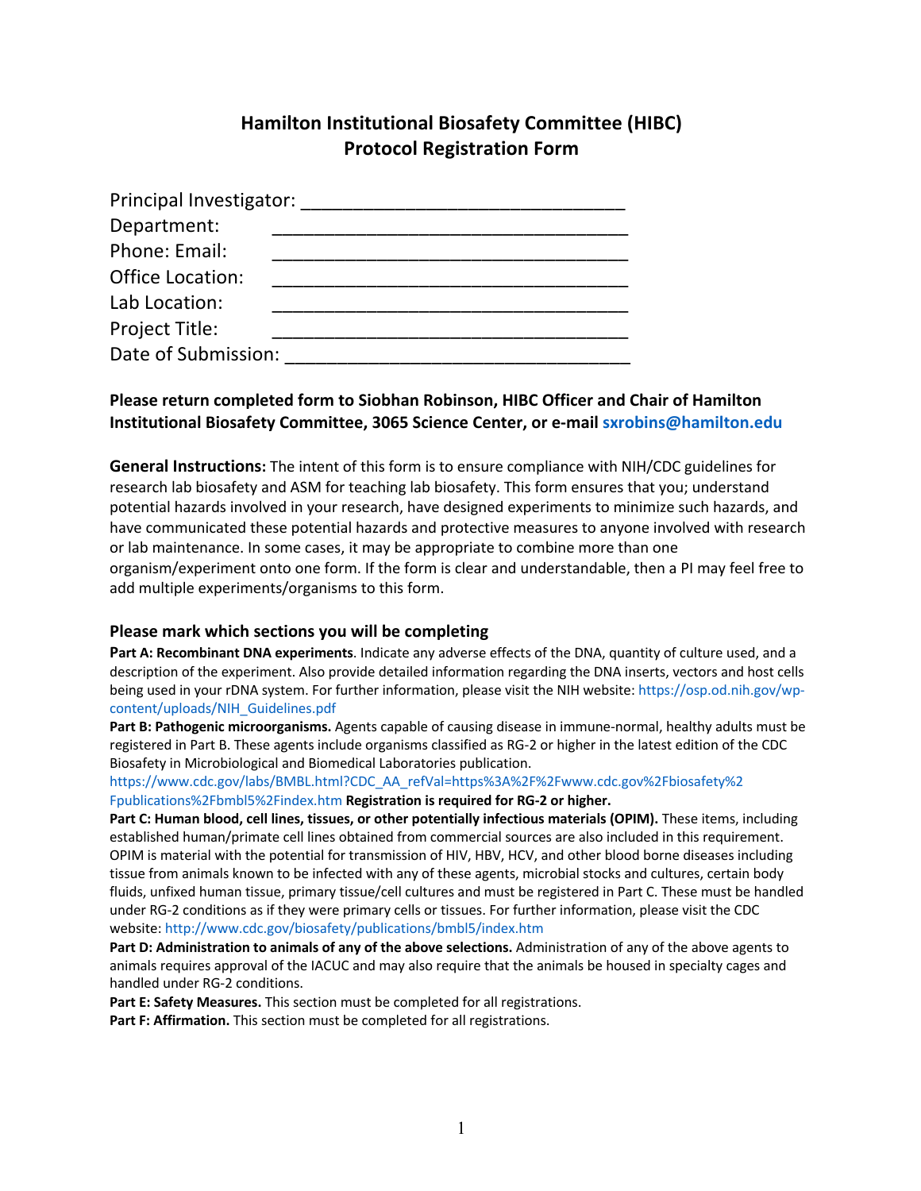# Hamilton Institutional Biosafety Committee (HIBC)
## Protocol Registration Form

Principal Investigator: ________________________________

Department: ___________________________________

Phone: Email: ___________________________________

Office Location: ___________________________________

Lab Location: ___________________________________

Project Title: ___________________________________

Date of Submission: __________________________________

**Please return completed form to Siobhan Robinson, HIBC Officer and Chair of Hamilton Institutional Biosafety Committee, 3065 Science Center, or e-mail sxrobins@hamilton.edu**

**General Instructions:** The intent of this form is to ensure compliance with NIH/CDC guidelines for research lab biosafety and ASM for teaching lab biosafety. This form ensures that you; understand potential hazards involved in your research, have designed experiments to minimize such hazards, and have communicated these potential hazards and protective measures to anyone involved with research or lab maintenance. In some cases, it may be appropriate to combine more than one organism/experiment onto one form. If the form is clear and understandable, then a PI may feel free to add multiple experiments/organisms to this form.

### Please mark which sections you will be completing

**Part A: Recombinant DNA experiments**. Indicate any adverse effects of the DNA, quantity of culture used, and a description of the experiment. Also provide detailed information regarding the DNA inserts, vectors and host cells being used in your rDNA system. For further information, please visit the NIH website: https://osp.od.nih.gov/wp-content/uploads/NIH_Guidelines.pdf

**Part B: Pathogenic microorganisms.** Agents capable of causing disease in immune-normal, healthy adults must be registered in Part B. These agents include organisms classified as RG-2 or higher in the latest edition of the CDC Biosafety in Microbiological and Biomedical Laboratories publication. https://www.cdc.gov/labs/BMBL.html?CDC_AA_refVal=https%3A%2F%2Fwww.cdc.gov%2Fbiosafety%2Fpublications%2Fbmbl5%2Findex.htm **Registration is required for RG-2 or higher.**

**Part C: Human blood, cell lines, tissues, or other potentially infectious materials (OPIM).** These items, including established human/primate cell lines obtained from commercial sources are also included in this requirement. OPIM is material with the potential for transmission of HIV, HBV, HCV, and other blood borne diseases including tissue from animals known to be infected with any of these agents, microbial stocks and cultures, certain body fluids, unfixed human tissue, primary tissue/cell cultures and must be registered in Part C. These must be handled under RG-2 conditions as if they were primary cells or tissues. For further information, please visit the CDC website: http://www.cdc.gov/biosafety/publications/bmbl5/index.htm

**Part D: Administration to animals of any of the above selections.** Administration of any of the above agents to animals requires approval of the IACUC and may also require that the animals be housed in specialty cages and handled under RG-2 conditions.

**Part E: Safety Measures.** This section must be completed for all registrations.

**Part F: Affirmation.** This section must be completed for all registrations.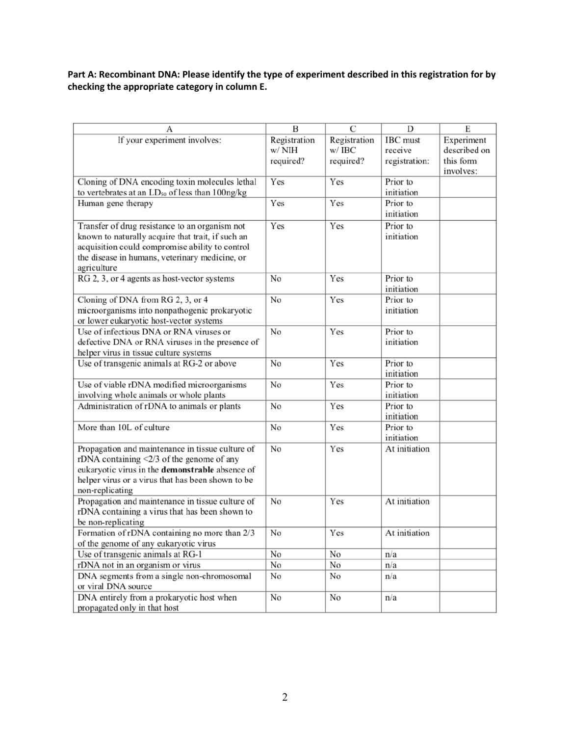**Part A: Recombinant DNA: Please identify the type of experiment described in this registration for by checking the appropriate category in column E.**

| A | B | C | D | E |
|---|---|---|---|---|
| If your experiment involves: | Registration w/ NIH required? | Registration w/ IBC required? | IBC must receive registration: | Experiment described on this form involves: |
| Cloning of DNA encoding toxin molecules lethal to vertebrates at an $LD_{50}$ of less than 100ng/kg | Yes | Yes | Prior to initiation | |
| Human gene therapy | Yes | Yes | Prior to initiation | |
| Transfer of drug resistance to an organism not known to naturally acquire that trait, if such an acquisition could compromise ability to control the disease in humans, veterinary medicine, or agriculture | Yes | Yes | Prior to initiation | |
| RG 2, 3, or 4 agents as host-vector systems | No | Yes | Prior to initiation | |
| Cloning of DNA from RG 2, 3, or 4 microorganisms into nonpathogenic prokaryotic or lower eukaryotic host-vector systems | No | Yes | Prior to initiation | |
| Use of infectious DNA or RNA viruses or defective DNA or RNA viruses in the presence of helper virus in tissue culture systems | No | Yes | Prior to initiation | |
| Use of transgenic animals at RG-2 or above | No | Yes | Prior to initiation | |
| Use of viable rDNA modified microorganisms involving whole animals or whole plants | No | Yes | Prior to initiation | |
| Administration of rDNA to animals or plants | No | Yes | Prior to initiation | |
| More than 10L of culture | No | Yes | Prior to initiation | |
| Propagation and maintenance in tissue culture of rDNA containing <2/3 of the genome of any eukaryotic virus in the **demonstrable** absence of helper virus or a virus that has been shown to be non-replicating | No | Yes | At initiation | |
| Propagation and maintenance in tissue culture of rDNA containing a virus that has been shown to be non-replicating | No | Yes | At initiation | |
| Formation of rDNA containing no more than 2/3 of the genome of any eukaryotic virus | No | Yes | At initiation | |
| Use of transgenic animals at RG-1 | No | No | n/a | |
| rDNA not in an organism or virus | No | No | n/a | |
| DNA segments from a single non-chromosomal or viral DNA source | No | No | n/a | |
| DNA entirely from a prokaryotic host when propagated only in that host | No | No | n/a | |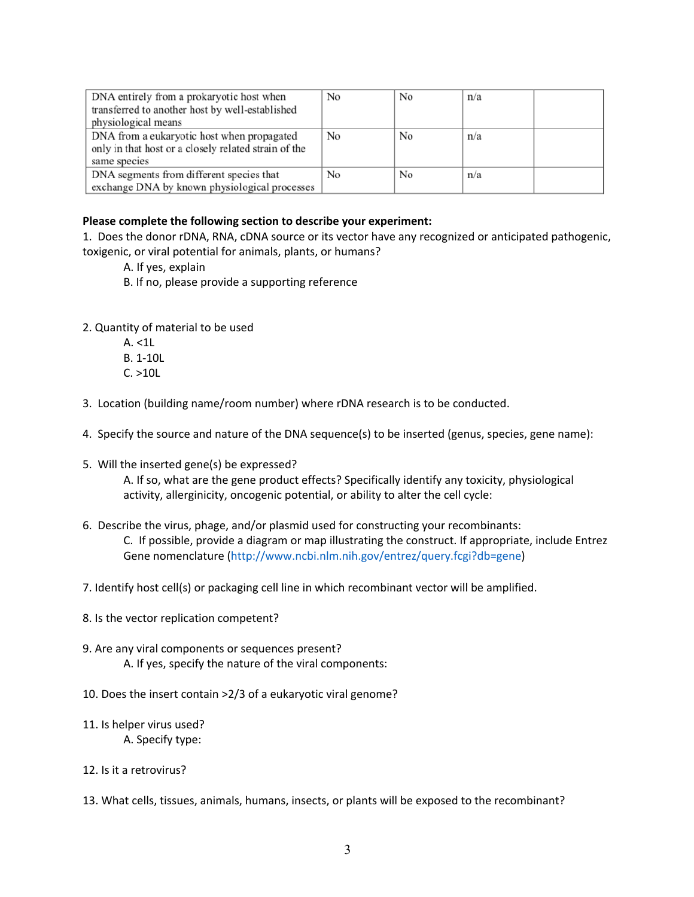| DNA entirely from a prokaryotic host when transferred to another host by well-established physiological means | No | No | n/a | |
|---|---|---|---|---|
| DNA from a eukaryotic host when propagated only in that host or a closely related strain of the same species | No | No | n/a | |
| DNA segments from different species that exchange DNA by known physiological processes | No | No | n/a | |

**Please complete the following section to describe your experiment:**

1. Does the donor rDNA, RNA, cDNA source or its vector have any recognized or anticipated pathogenic, toxigenic, or viral potential for animals, plants, or humans?
   - A. If yes, explain
   - B. If no, please provide a supporting reference

2. Quantity of material to be used
   - A. <1L
   - B. 1-10L
   - C. >10L

3. Location (building name/room number) where rDNA research is to be conducted.

4. Specify the source and nature of the DNA sequence(s) to be inserted (genus, species, gene name):

5. Will the inserted gene(s) be expressed?
   - A. If so, what are the gene product effects? Specifically identify any toxicity, physiological activity, allergenicity, oncogenic potential, or ability to alter the cell cycle:

6. Describe the virus, phage, and/or plasmid used for constructing your recombinants:
   - C. If possible, provide a diagram or map illustrating the construct. If appropriate, include Entrez Gene nomenclature (http://www.ncbi.nlm.nih.gov/entrez/query.fcgi?db=gene)

7. Identify host cell(s) or packaging cell line in which recombinant vector will be amplified.

8. Is the vector replication competent?

9. Are any viral components or sequences present?
   - A. If yes, specify the nature of the viral components:

10. Does the insert contain >2/3 of a eukaryotic viral genome?

11. Is helper virus used?
    - A. Specify type:

12. Is it a retrovirus?

13. What cells, tissues, animals, humans, insects, or plants will be exposed to the recombinant?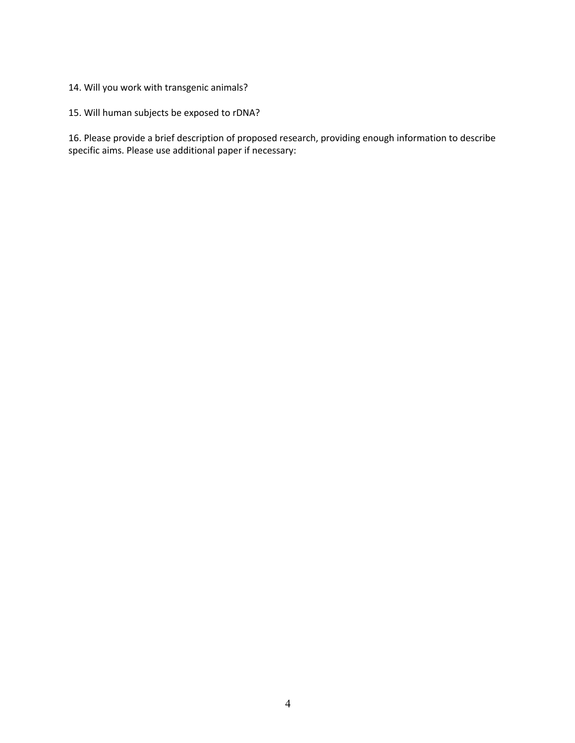14. Will you work with transgenic animals?

15. Will human subjects be exposed to rDNA?

16. Please provide a brief description of proposed research, providing enough information to describe specific aims. Please use additional paper if necessary: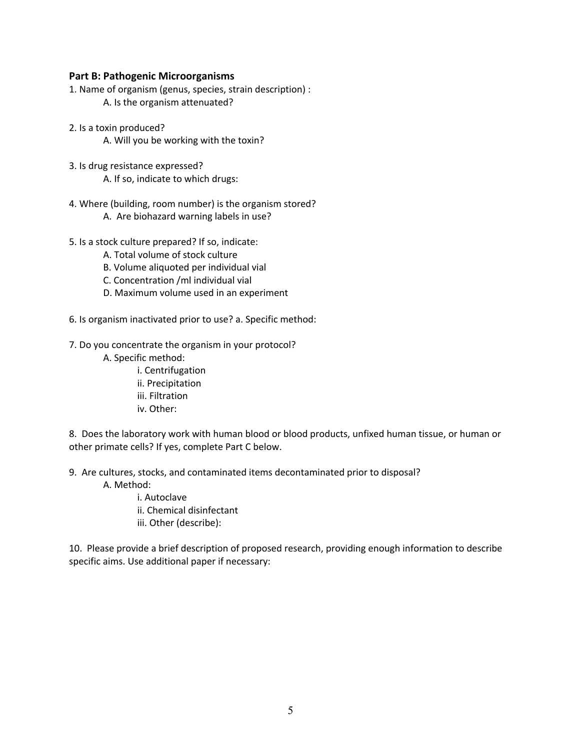**Part B: Pathogenic Microorganisms**

1. Name of organism (genus, species, strain description) :
   - A. Is the organism attenuated?

2. Is a toxin produced?
   - A. Will you be working with the toxin?

3. Is drug resistance expressed?
   - A. If so, indicate to which drugs:

4. Where (building, room number) is the organism stored?
   - A. Are biohazard warning labels in use?

5. Is a stock culture prepared? If so, indicate:
   - A. Total volume of stock culture
   - B. Volume aliquoted per individual vial
   - C. Concentration /ml individual vial
   - D. Maximum volume used in an experiment

6. Is organism inactivated prior to use? a. Specific method:

7. Do you concentrate the organism in your protocol?
   - A. Specific method:
     - i. Centrifugation
     - ii. Precipitation
     - iii. Filtration
     - iv. Other:

8. Does the laboratory work with human blood or blood products, unfixed human tissue, or human or other primate cells? If yes, complete Part C below.

9. Are cultures, stocks, and contaminated items decontaminated prior to disposal?
   - A. Method:
     - i. Autoclave
     - ii. Chemical disinfectant
     - iii. Other (describe):

10. Please provide a brief description of proposed research, providing enough information to describe specific aims. Use additional paper if necessary: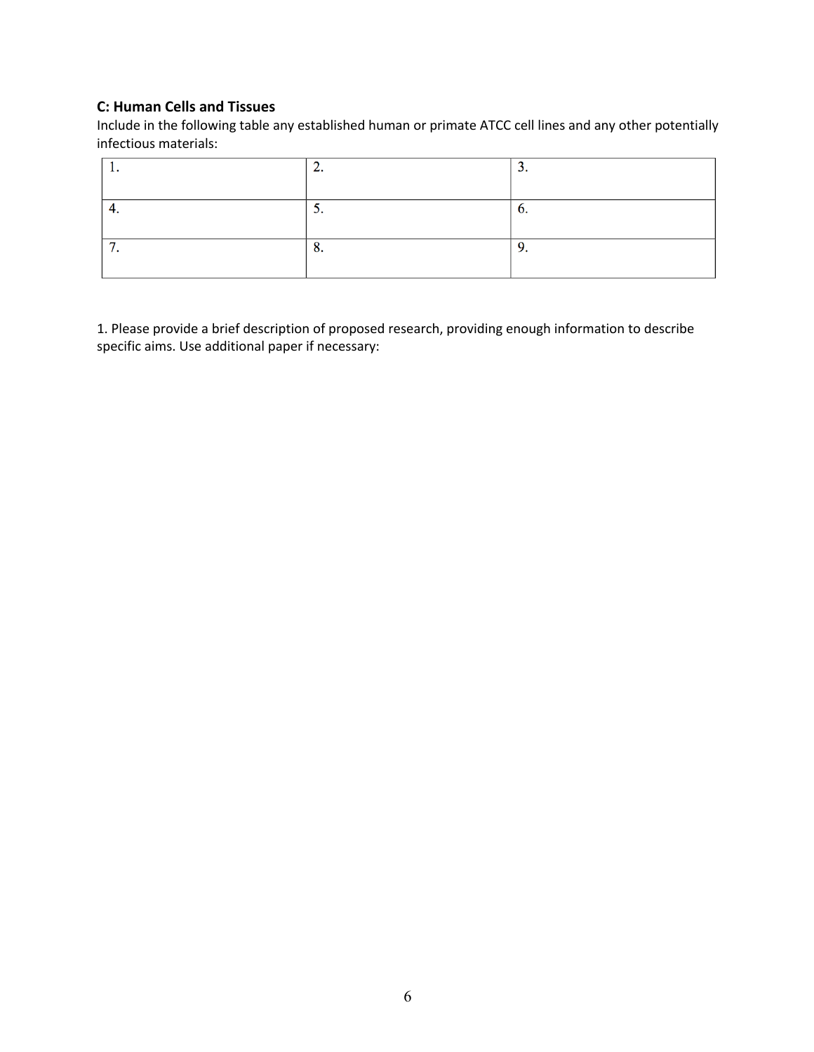**C: Human Cells and Tissues**

Include in the following table any established human or primate ATCC cell lines and any other potentially infectious materials:

| 1. | 2. | 3. |
|---|---|---|
| 4. | 5. | 6. |
| 7. | 8. | 9. |

1. Please provide a brief description of proposed research, providing enough information to describe specific aims. Use additional paper if necessary: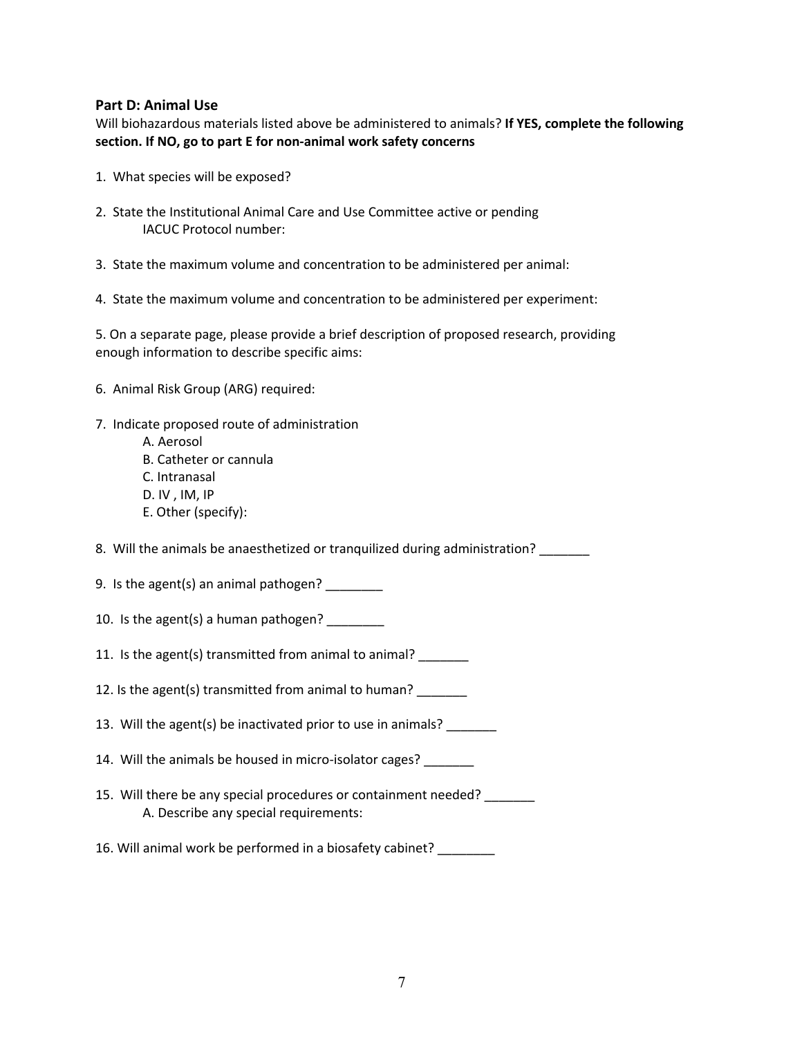## Part D: Animal Use

Will biohazardous materials listed above be administered to animals? **If YES, complete the following section. If NO, go to part E for non-animal work safety concerns**

1. What species will be exposed?

2. State the Institutional Animal Care and Use Committee active or pending
   IACUC Protocol number:

3. State the maximum volume and concentration to be administered per animal:

4. State the maximum volume and concentration to be administered per experiment:

5. On a separate page, please provide a brief description of proposed research, providing enough information to describe specific aims:

6. Animal Risk Group (ARG) required:

7. Indicate proposed route of administration
   - A. Aerosol
   - B. Catheter or cannula
   - C. Intranasal
   - D. IV , IM, IP
   - E. Other (specify):

8. Will the animals be anaesthetized or tranquilized during administration? _______

9. Is the agent(s) an animal pathogen? ________

10. Is the agent(s) a human pathogen? ________

11. Is the agent(s) transmitted from animal to animal? _______

12. Is the agent(s) transmitted from animal to human? _______

13. Will the agent(s) be inactivated prior to use in animals? _______

14. Will the animals be housed in micro-isolator cages? _______

15. Will there be any special procedures or containment needed? _______
   - A. Describe any special requirements:

16. Will animal work be performed in a biosafety cabinet? ________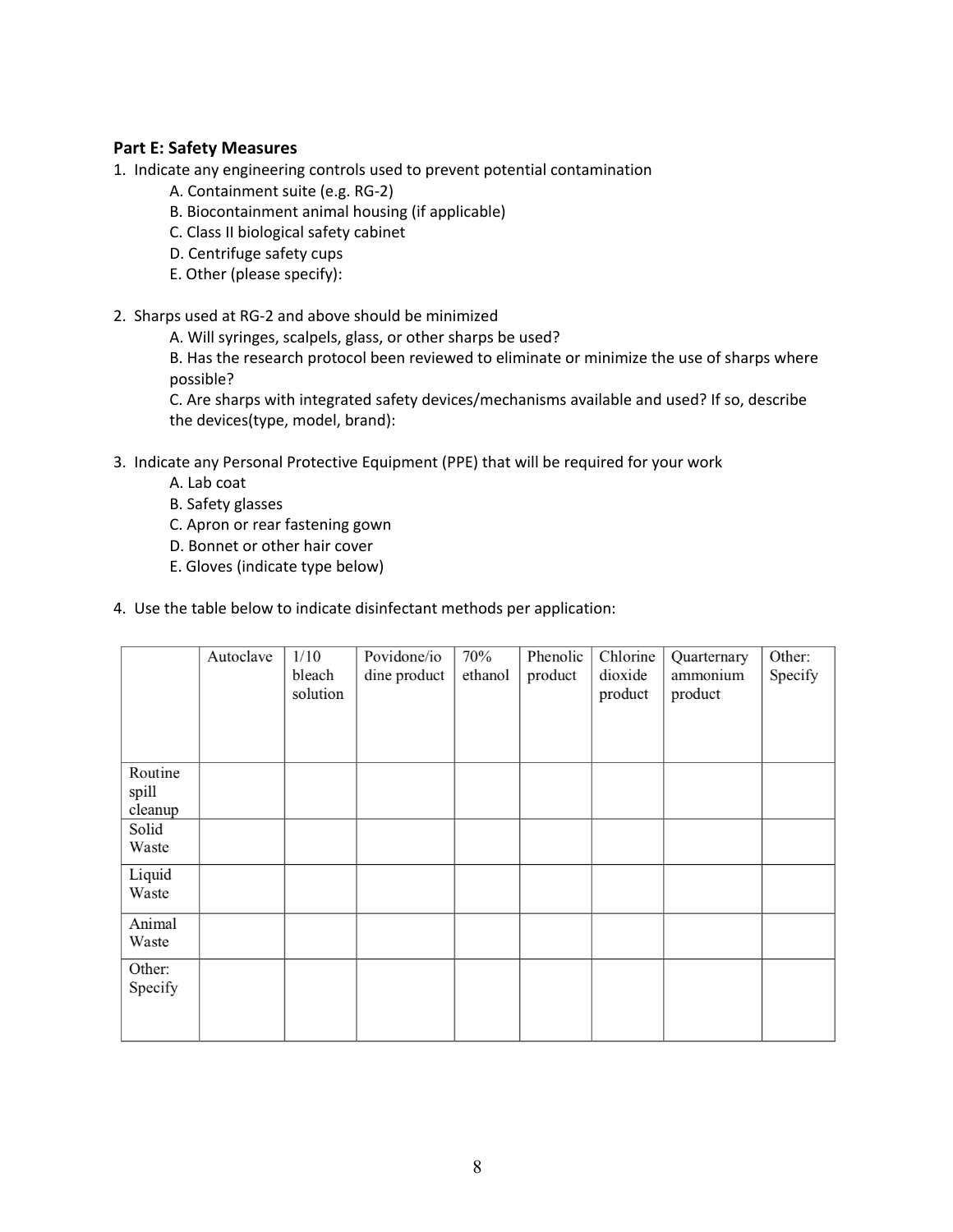### Part E: Safety Measures

1. Indicate any engineering controls used to prevent potential contamination
   - A. Containment suite (e.g. RG-2)
   - B. Biocontainment animal housing (if applicable)
   - C. Class II biological safety cabinet
   - D. Centrifuge safety cups
   - E. Other (please specify):

2. Sharps used at RG-2 and above should be minimized
   - A. Will syringes, scalpels, glass, or other sharps be used?
   - B. Has the research protocol been reviewed to eliminate or minimize the use of sharps where possible?
   - C. Are sharps with integrated safety devices/mechanisms available and used? If so, describe the devices(type, model, brand):

3. Indicate any Personal Protective Equipment (PPE) that will be required for your work
   - A. Lab coat
   - B. Safety glasses
   - C. Apron or rear fastening gown
   - D. Bonnet or other hair cover
   - E. Gloves (indicate type below)

4. Use the table below to indicate disinfectant methods per application:

| | Autoclave | 1/10 bleach solution | Povidone/iodine product | 70% ethanol | Phenolic product | Chlorine dioxide product | Quarternary ammonium product | Other: Specify |
|---|---|---|---|---|---|---|---|---|
| Routine spill cleanup | | | | | | | | |
| Solid Waste | | | | | | | | |
| Liquid Waste | | | | | | | | |
| Animal Waste | | | | | | | | |
| Other: Specify | | | | | | | | |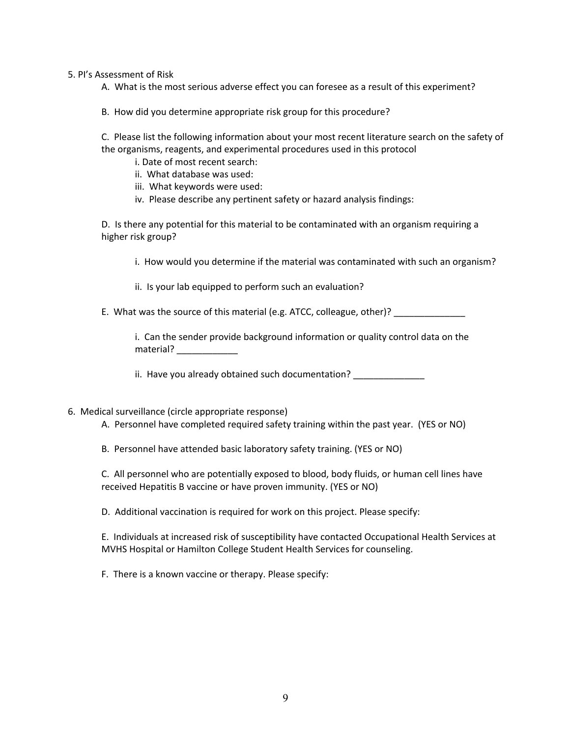5. PI's Assessment of Risk

A. What is the most serious adverse effect you can foresee as a result of this experiment?

B. How did you determine appropriate risk group for this procedure?

C. Please list the following information about your most recent literature search on the safety of the organisms, reagents, and experimental procedures used in this protocol

i. Date of most recent search:
ii. What database was used:
iii. What keywords were used:
iv. Please describe any pertinent safety or hazard analysis findings:

D. Is there any potential for this material to be contaminated with an organism requiring a higher risk group?

i. How would you determine if the material was contaminated with such an organism?

ii. Is your lab equipped to perform such an evaluation?

E. What was the source of this material (e.g. ATCC, colleague, other)? ______________

i. Can the sender provide background information or quality control data on the material? ____________

ii. Have you already obtained such documentation? ______________

6. Medical surveillance (circle appropriate response)

A. Personnel have completed required safety training within the past year. (YES or NO)

B. Personnel have attended basic laboratory safety training. (YES or NO)

C. All personnel who are potentially exposed to blood, body fluids, or human cell lines have received Hepatitis B vaccine or have proven immunity. (YES or NO)

D. Additional vaccination is required for work on this project. Please specify:

E. Individuals at increased risk of susceptibility have contacted Occupational Health Services at MVHS Hospital or Hamilton College Student Health Services for counseling.

F. There is a known vaccine or therapy. Please specify: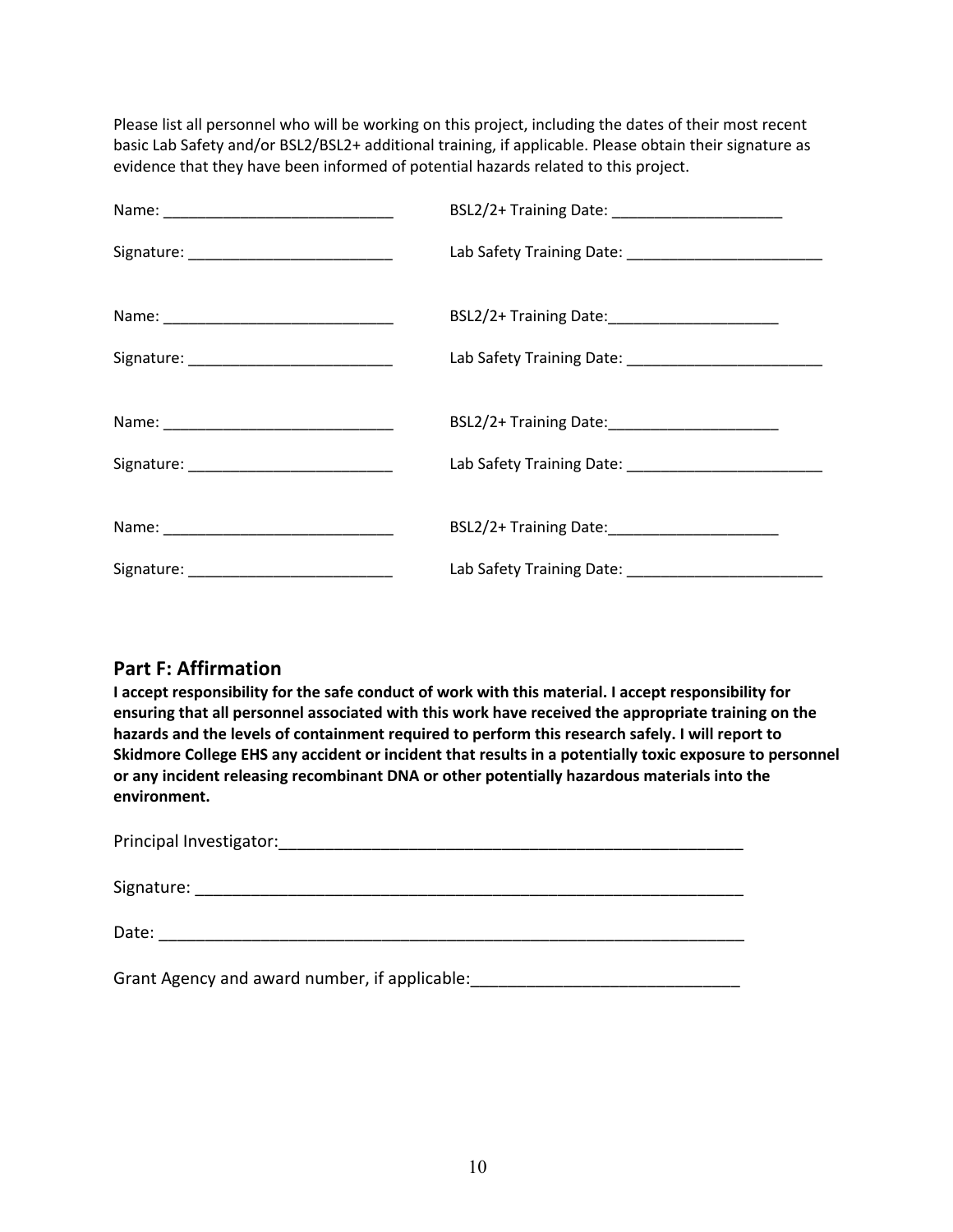Please list all personnel who will be working on this project, including the dates of their most recent basic Lab Safety and/or BSL2/BSL2+ additional training, if applicable. Please obtain their signature as evidence that they have been informed of potential hazards related to this project.

Name: ___________________________ BSL2/2+ Training Date: ____________________

Signature: ________________________ Lab Safety Training Date: _______________________

Name: ___________________________ BSL2/2+ Training Date:____________________

Signature: ________________________ Lab Safety Training Date: _______________________

Name: ___________________________ BSL2/2+ Training Date:____________________

Signature: ________________________ Lab Safety Training Date: _______________________

Name: ___________________________ BSL2/2+ Training Date:____________________

Signature: ________________________ Lab Safety Training Date: _______________________

## Part F: Affirmation

**I accept responsibility for the safe conduct of work with this material. I accept responsibility for ensuring that all personnel associated with this work have received the appropriate training on the hazards and the levels of containment required to perform this research safely. I will report to Skidmore College EHS any accident or incident that results in a potentially toxic exposure to personnel or any incident releasing recombinant DNA or other potentially hazardous materials into the environment.**

Principal Investigator:_____________________________________________________

Signature: _____________________________________________________________

Date: _________________________________________________________________

Grant Agency and award number, if applicable:_____________________________